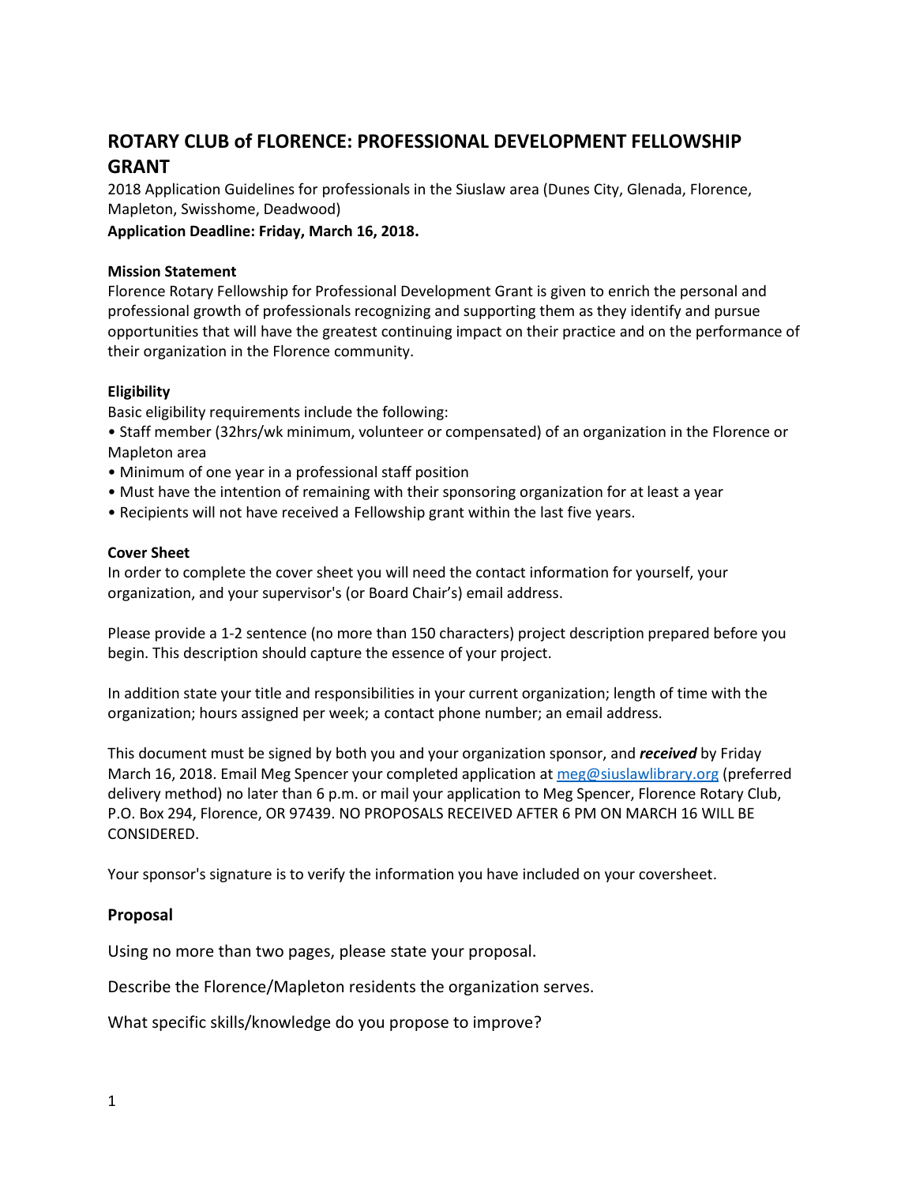# ROTARY CLUB of FLORENCE: PROFESSIONAL DEVELOPMENT FELLOWSHIP GRANT

2018 Application Guidelines for professionals in the Siuslaw area (Dunes City, Glenada, Florence, Mapleton, Swisshome, Deadwood)

**Application Deadline: Friday, March 16, 2018.**

**Mission Statement**

Florence Rotary Fellowship for Professional Development Grant is given to enrich the personal and professional growth of professionals recognizing and supporting them as they identify and pursue opportunities that will have the greatest continuing impact on their practice and on the performance of their organization in the Florence community.

**Eligibility**

Basic eligibility requirements include the following:

- Staff member (32hrs/wk minimum, volunteer or compensated) of an organization in the Florence or Mapleton area
- Minimum of one year in a professional staff position
- Must have the intention of remaining with their sponsoring organization for at least a year
- Recipients will not have received a Fellowship grant within the last five years.

**Cover Sheet**

In order to complete the cover sheet you will need the contact information for yourself, your organization, and your supervisor's (or Board Chair's) email address.

Please provide a 1-2 sentence (no more than 150 characters) project description prepared before you begin. This description should capture the essence of your project.

In addition state your title and responsibilities in your current organization; length of time with the organization; hours assigned per week; a contact phone number; an email address.

This document must be signed by both you and your organization sponsor, and ***received*** by Friday March 16, 2018. Email Meg Spencer your completed application at meg@siuslawlibrary.org (preferred delivery method) no later than 6 p.m. or mail your application to Meg Spencer, Florence Rotary Club, P.O. Box 294, Florence, OR 97439. NO PROPOSALS RECEIVED AFTER 6 PM ON MARCH 16 WILL BE CONSIDERED.

Your sponsor's signature is to verify the information you have included on your coversheet.

## Proposal

Using no more than two pages, please state your proposal.

Describe the Florence/Mapleton residents the organization serves.

What specific skills/knowledge do you propose to improve?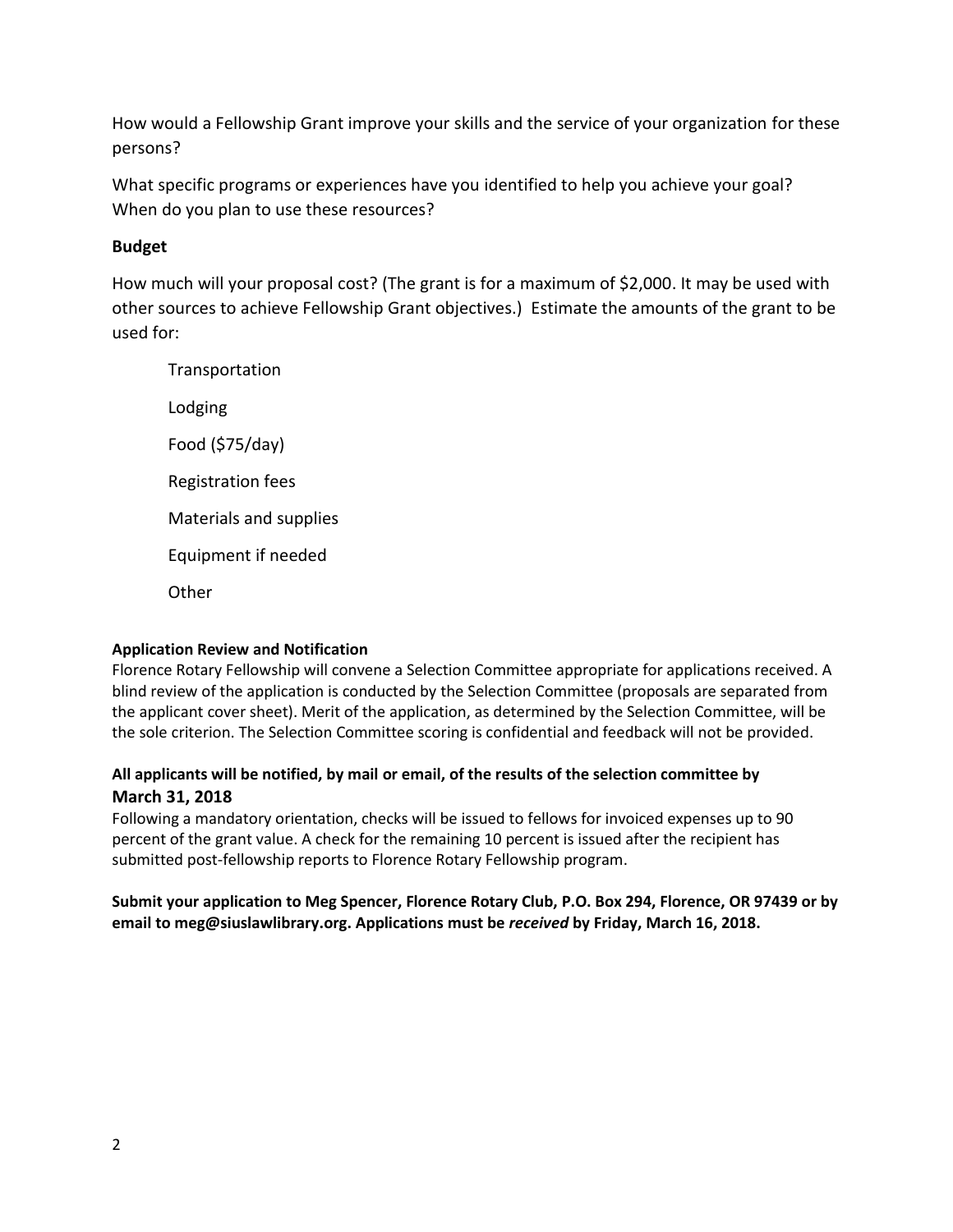How would a Fellowship Grant improve your skills and the service of your organization for these persons?

What specific programs or experiences have you identified to help you achieve your goal? When do you plan to use these resources?

**Budget**

How much will your proposal cost? (The grant is for a maximum of $2,000. It may be used with other sources to achieve Fellowship Grant objectives.) Estimate the amounts of the grant to be used for:

Transportation

Lodging

Food ($75/day)

Registration fees

Materials and supplies

Equipment if needed

Other

**Application Review and Notification**

Florence Rotary Fellowship will convene a Selection Committee appropriate for applications received. A blind review of the application is conducted by the Selection Committee (proposals are separated from the applicant cover sheet). Merit of the application, as determined by the Selection Committee, will be the sole criterion. The Selection Committee scoring is confidential and feedback will not be provided.

**All applicants will be notified, by mail or email, of the results of the selection committee by March 31, 2018**

Following a mandatory orientation, checks will be issued to fellows for invoiced expenses up to 90 percent of the grant value. A check for the remaining 10 percent is issued after the recipient has submitted post-fellowship reports to Florence Rotary Fellowship program.

**Submit your application to Meg Spencer, Florence Rotary Club, P.O. Box 294, Florence, OR 97439 or by email to meg@siuslawlibrary.org. Applications must be *received* by Friday, March 16, 2018.**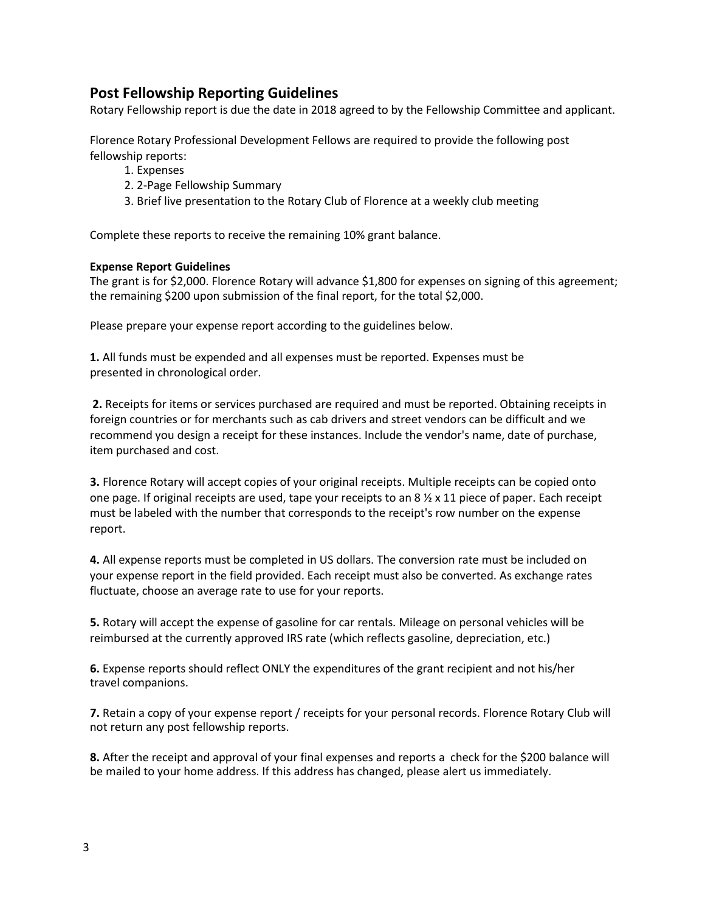## Post Fellowship Reporting Guidelines

Rotary Fellowship report is due the date in 2018 agreed to by the Fellowship Committee and applicant.

Florence Rotary Professional Development Fellows are required to provide the following post fellowship reports:

1. Expenses
2. 2-Page Fellowship Summary
3. Brief live presentation to the Rotary Club of Florence at a weekly club meeting

Complete these reports to receive the remaining 10% grant balance.

**Expense Report Guidelines**

The grant is for $2,000. Florence Rotary will advance $1,800 for expenses on signing of this agreement; the remaining $200 upon submission of the final report, for the total $2,000.

Please prepare your expense report according to the guidelines below.

**1.** All funds must be expended and all expenses must be reported. Expenses must be presented in chronological order.

**2.** Receipts for items or services purchased are required and must be reported. Obtaining receipts in foreign countries or for merchants such as cab drivers and street vendors can be difficult and we recommend you design a receipt for these instances. Include the vendor's name, date of purchase, item purchased and cost.

**3.** Florence Rotary will accept copies of your original receipts. Multiple receipts can be copied onto one page. If original receipts are used, tape your receipts to an 8 ½ x 11 piece of paper. Each receipt must be labeled with the number that corresponds to the receipt's row number on the expense report.

**4.** All expense reports must be completed in US dollars. The conversion rate must be included on your expense report in the field provided. Each receipt must also be converted. As exchange rates fluctuate, choose an average rate to use for your reports.

**5.** Rotary will accept the expense of gasoline for car rentals. Mileage on personal vehicles will be reimbursed at the currently approved IRS rate (which reflects gasoline, depreciation, etc.)

**6.** Expense reports should reflect ONLY the expenditures of the grant recipient and not his/her travel companions.

**7.** Retain a copy of your expense report / receipts for your personal records. Florence Rotary Club will not return any post fellowship reports.

**8.** After the receipt and approval of your final expenses and reports a check for the $200 balance will be mailed to your home address. If this address has changed, please alert us immediately.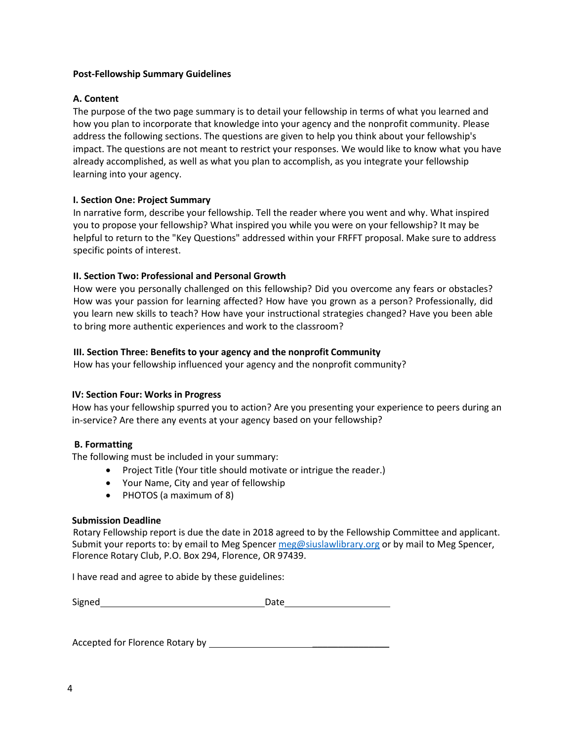**Post-Fellowship Summary Guidelines**

**A. Content**

The purpose of the two page summary is to detail your fellowship in terms of what you learned and how you plan to incorporate that knowledge into your agency and the nonprofit community. Please address the following sections. The questions are given to help you think about your fellowship's impact. The questions are not meant to restrict your responses. We would like to know what you have already accomplished, as well as what you plan to accomplish, as you integrate your fellowship learning into your agency.

**I. Section One: Project Summary**

In narrative form, describe your fellowship. Tell the reader where you went and why. What inspired you to propose your fellowship? What inspired you while you were on your fellowship? It may be helpful to return to the "Key Questions" addressed within your FRFFT proposal. Make sure to address specific points of interest.

**II. Section Two: Professional and Personal Growth**

How were you personally challenged on this fellowship? Did you overcome any fears or obstacles? How was your passion for learning affected? How have you grown as a person? Professionally, did you learn new skills to teach? How have your instructional strategies changed? Have you been able to bring more authentic experiences and work to the classroom?

**III. Section Three: Benefits to your agency and the nonprofit Community**

How has your fellowship influenced your agency and the nonprofit community?

**IV: Section Four: Works in Progress**

How has your fellowship spurred you to action? Are you presenting your experience to peers during an in-service? Are there any events at your agency based on your fellowship?

**B. Formatting**

The following must be included in your summary:

- Project Title (Your title should motivate or intrigue the reader.)
- Your Name, City and year of fellowship
- PHOTOS (a maximum of 8)

**Submission Deadline**

Rotary Fellowship report is due the date in 2018 agreed to by the Fellowship Committee and applicant. Submit your reports to: by email to Meg Spencer meg@siuslawlibrary.org or by mail to Meg Spencer, Florence Rotary Club, P.O. Box 294, Florence, OR 97439.

I have read and agree to abide by these guidelines:

Signed________________________________ Date____________________

Accepted for Florence Rotary by ______________________________________